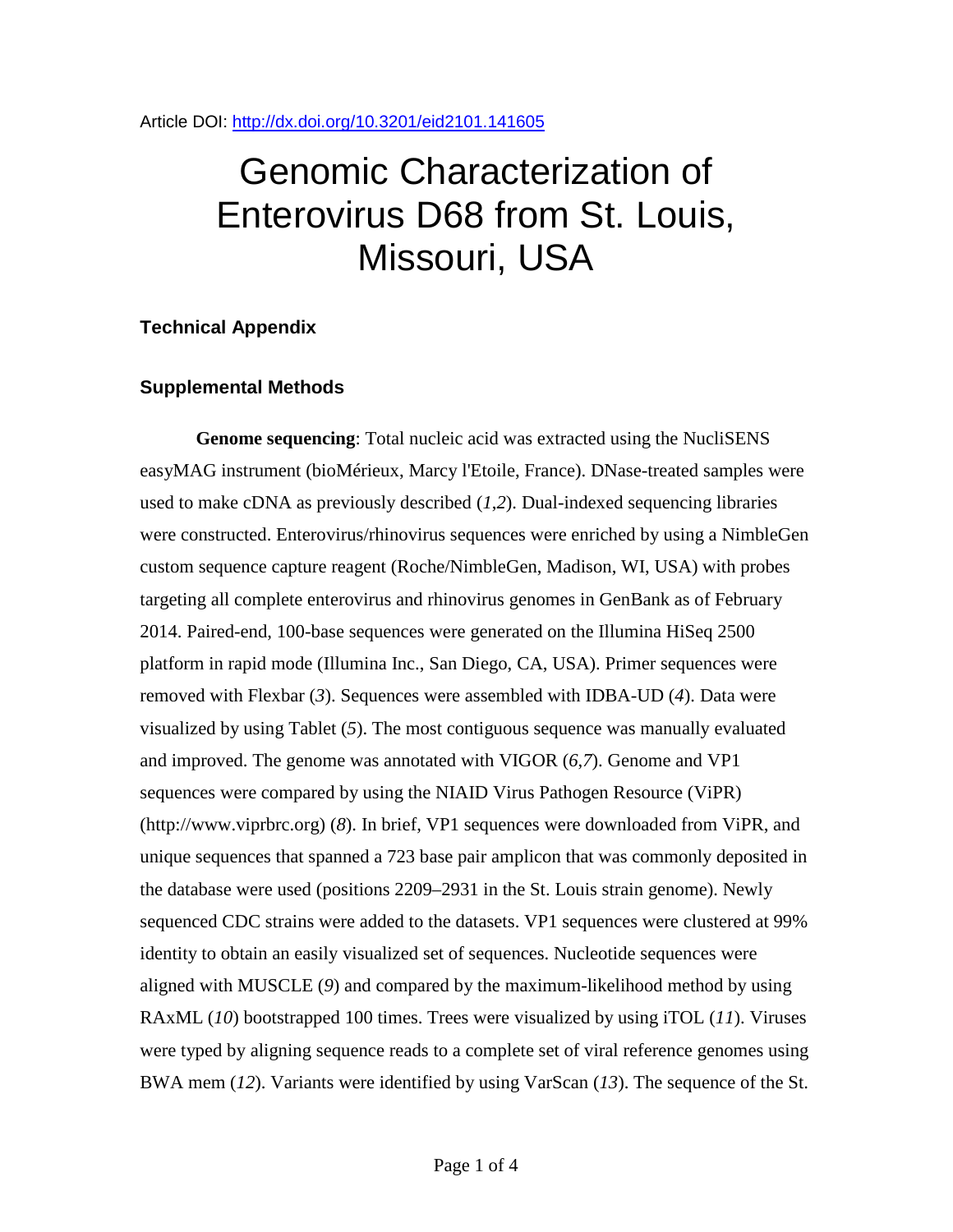Article DOI: http://dx.doi.org/10.3201/eid2101.141605

# Genomic Characterization of Enterovirus D68 from St. Louis, Missouri, USA

## Technical Appendix

### Supplemental Methods

**Genome sequencing**: Total nucleic acid was extracted using the NucliSENS easyMAG instrument (bioMérieux, Marcy l'Etoile, France). DNase-treated samples were used to make cDNA as previously described (*1*,*2*). Dual-indexed sequencing libraries were constructed. Enterovirus/rhinovirus sequences were enriched by using a NimbleGen custom sequence capture reagent (Roche/NimbleGen, Madison, WI, USA) with probes targeting all complete enterovirus and rhinovirus genomes in GenBank as of February 2014. Paired-end, 100-base sequences were generated on the Illumina HiSeq 2500 platform in rapid mode (Illumina Inc., San Diego, CA, USA). Primer sequences were removed with Flexbar (*3*). Sequences were assembled with IDBA-UD (*4*). Data were visualized by using Tablet (*5*). The most contiguous sequence was manually evaluated and improved. The genome was annotated with VIGOR (*6*,*7*). Genome and VP1 sequences were compared by using the NIAID Virus Pathogen Resource (ViPR) (http://www.viprbrc.org) (*8*). In brief, VP1 sequences were downloaded from ViPR, and unique sequences that spanned a 723 base pair amplicon that was commonly deposited in the database were used (positions 2209–2931 in the St. Louis strain genome). Newly sequenced CDC strains were added to the datasets. VP1 sequences were clustered at 99% identity to obtain an easily visualized set of sequences. Nucleotide sequences were aligned with MUSCLE (*9*) and compared by the maximum-likelihood method by using RAxML (*10*) bootstrapped 100 times. Trees were visualized by using iTOL (*11*). Viruses were typed by aligning sequence reads to a complete set of viral reference genomes using BWA mem (*12*). Variants were identified by using VarScan (*13*). The sequence of the St.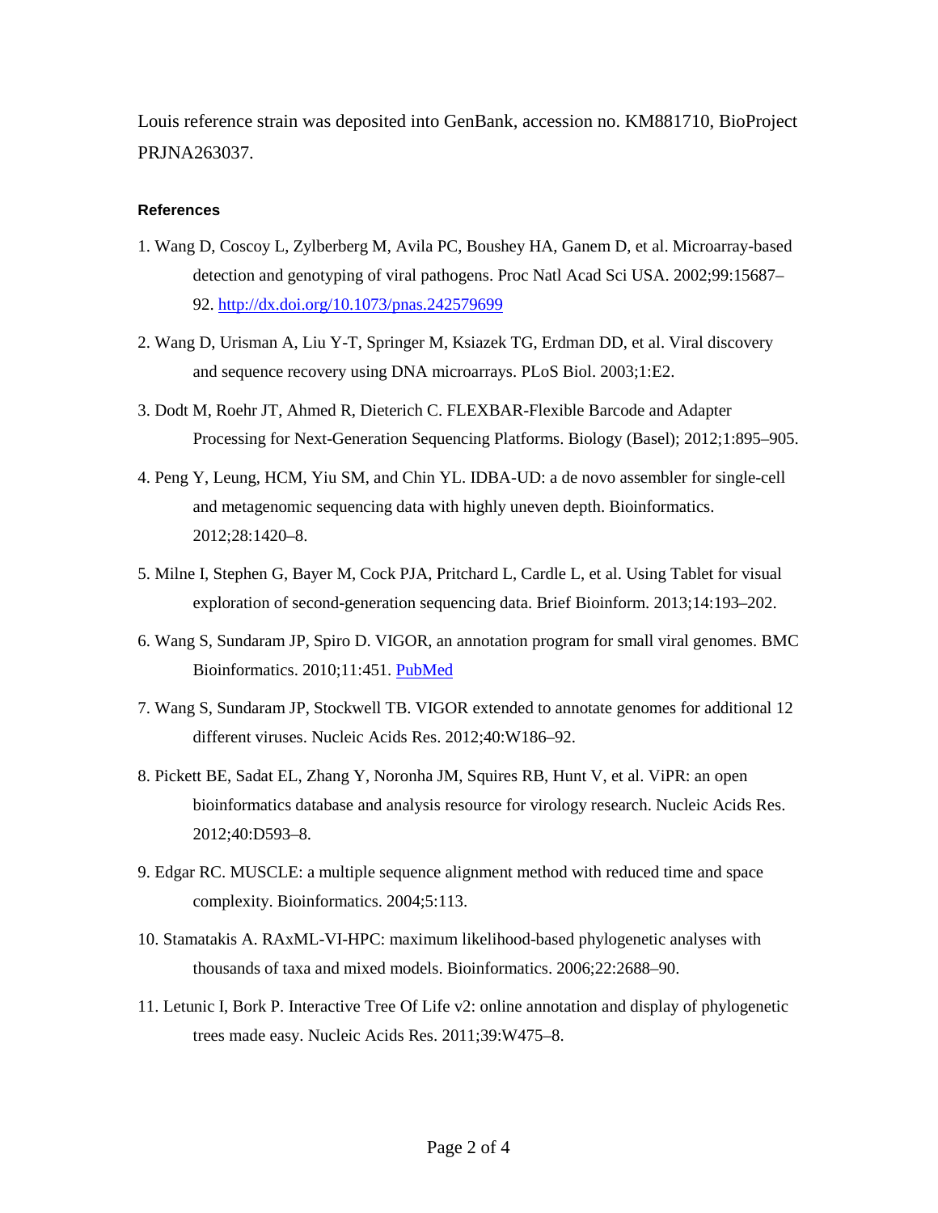Louis reference strain was deposited into GenBank, accession no. KM881710, BioProject PRJNA263037.

### References

1. Wang D, Coscoy L, Zylberberg M, Avila PC, Boushey HA, Ganem D, et al. Microarray-based detection and genotyping of viral pathogens. Proc Natl Acad Sci USA. 2002;99:15687–92. http://dx.doi.org/10.1073/pnas.242579699
2. Wang D, Urisman A, Liu Y-T, Springer M, Ksiazek TG, Erdman DD, et al. Viral discovery and sequence recovery using DNA microarrays. PLoS Biol. 2003;1:E2.
3. Dodt M, Roehr JT, Ahmed R, Dieterich C. FLEXBAR-Flexible Barcode and Adapter Processing for Next-Generation Sequencing Platforms. Biology (Basel); 2012;1:895–905.
4. Peng Y, Leung, HCM, Yiu SM, and Chin YL. IDBA-UD: a de novo assembler for single-cell and metagenomic sequencing data with highly uneven depth. Bioinformatics. 2012;28:1420–8.
5. Milne I, Stephen G, Bayer M, Cock PJA, Pritchard L, Cardle L, et al. Using Tablet for visual exploration of second-generation sequencing data. Brief Bioinform. 2013;14:193–202.
6. Wang S, Sundaram JP, Spiro D. VIGOR, an annotation program for small viral genomes. BMC Bioinformatics. 2010;11:451. PubMed
7. Wang S, Sundaram JP, Stockwell TB. VIGOR extended to annotate genomes for additional 12 different viruses. Nucleic Acids Res. 2012;40:W186–92.
8. Pickett BE, Sadat EL, Zhang Y, Noronha JM, Squires RB, Hunt V, et al. ViPR: an open bioinformatics database and analysis resource for virology research. Nucleic Acids Res. 2012;40:D593–8.
9. Edgar RC. MUSCLE: a multiple sequence alignment method with reduced time and space complexity. Bioinformatics. 2004;5:113.
10. Stamatakis A. RAxML-VI-HPC: maximum likelihood-based phylogenetic analyses with thousands of taxa and mixed models. Bioinformatics. 2006;22:2688–90.
11. Letunic I, Bork P. Interactive Tree Of Life v2: online annotation and display of phylogenetic trees made easy. Nucleic Acids Res. 2011;39:W475–8.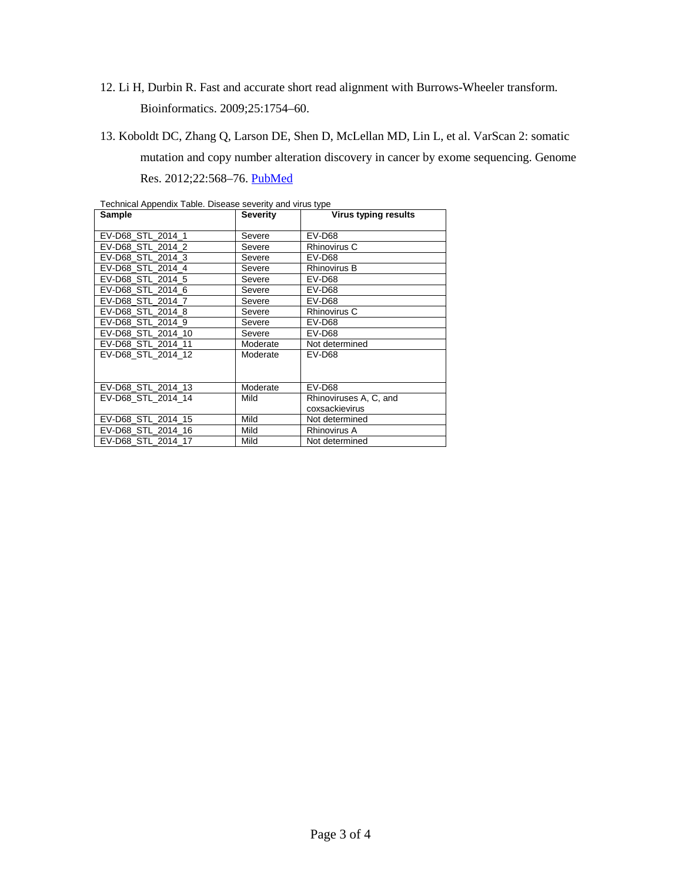12. Li H, Durbin R. Fast and accurate short read alignment with Burrows-Wheeler transform. Bioinformatics. 2009;25:1754–60.

13. Koboldt DC, Zhang Q, Larson DE, Shen D, McLellan MD, Lin L, et al. VarScan 2: somatic mutation and copy number alteration discovery in cancer by exome sequencing. Genome Res. 2012;22:568–76. PubMed

Technical Appendix Table. Disease severity and virus type

| Sample | Severity | Virus typing results |
|---|---|---|
| EV-D68_STL_2014_1 | Severe | EV-D68 |
| EV-D68_STL_2014_2 | Severe | Rhinovirus C |
| EV-D68_STL_2014_3 | Severe | EV-D68 |
| EV-D68_STL_2014_4 | Severe | Rhinovirus B |
| EV-D68_STL_2014_5 | Severe | EV-D68 |
| EV-D68_STL_2014_6 | Severe | EV-D68 |
| EV-D68_STL_2014_7 | Severe | EV-D68 |
| EV-D68_STL_2014_8 | Severe | Rhinovirus C |
| EV-D68_STL_2014_9 | Severe | EV-D68 |
| EV-D68_STL_2014_10 | Severe | EV-D68 |
| EV-D68_STL_2014_11 | Moderate | Not determined |
| EV-D68_STL_2014_12 | Moderate | EV-D68 |
| EV-D68_STL_2014_13 | Moderate | EV-D68 |
| EV-D68_STL_2014_14 | Mild | Rhinoviruses A, C, and coxsackievirus |
| EV-D68_STL_2014_15 | Mild | Not determined |
| EV-D68_STL_2014_16 | Mild | Rhinovirus A |
| EV-D68_STL_2014_17 | Mild | Not determined |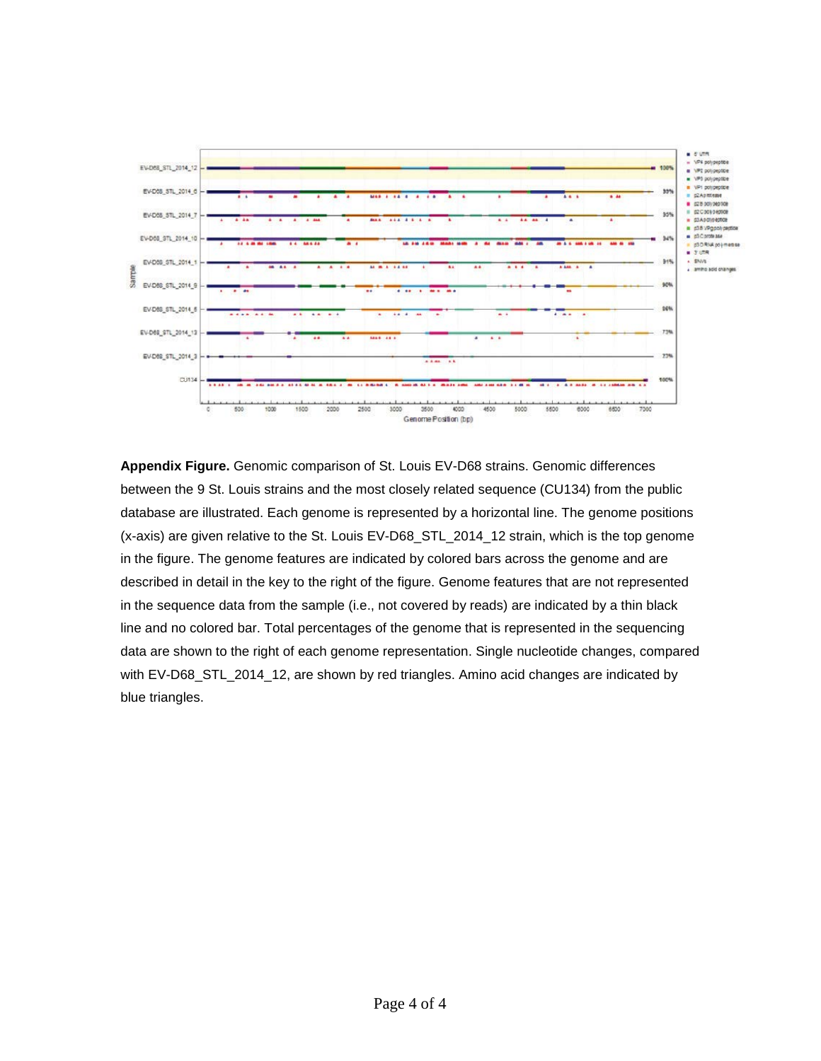EV-D68_STL_2014_12 100%

EV-D68_STL_2014_6 99%

EV-D68_STL_2014_7 95%

EV-D68_STL_2014_10 94%

EV-D68_STL_2014_1 91%

EV-D68_STL_2014_9 90%

EV-D68_STL_2014_5 86%

EV-D68_STL_2014_13 73%

EV-D68_STL_2014_3 23%

CU134 100%

Sample

0 500 1000 1500 2000 2500 3000 3500 4000 4500 5000 5500 6000 6500 7000

Genome Position (bp)

5' UTR
VP4 polypeptide
VP2 polypeptide
VP3 polypeptide
VP1 polypeptide
p2A protease
p2B polypeptide
p2C polypeptide
p3A polypeptide
p3B VPg polypeptide
p3C protease
p3D RNA polymerase
3' UTR
SNVs
amino acid changes

**Appendix Figure.** Genomic comparison of St. Louis EV-D68 strains. Genomic differences between the 9 St. Louis strains and the most closely related sequence (CU134) from the public database are illustrated. Each genome is represented by a horizontal line. The genome positions (x-axis) are given relative to the St. Louis EV-D68_STL_2014_12 strain, which is the top genome in the figure. The genome features are indicated by colored bars across the genome and are described in detail in the key to the right of the figure. Genome features that are not represented in the sequence data from the sample (i.e., not covered by reads) are indicated by a thin black line and no colored bar. Total percentages of the genome that is represented in the sequencing data are shown to the right of each genome representation. Single nucleotide changes, compared with EV-D68_STL_2014_12, are shown by red triangles. Amino acid changes are indicated by blue triangles.